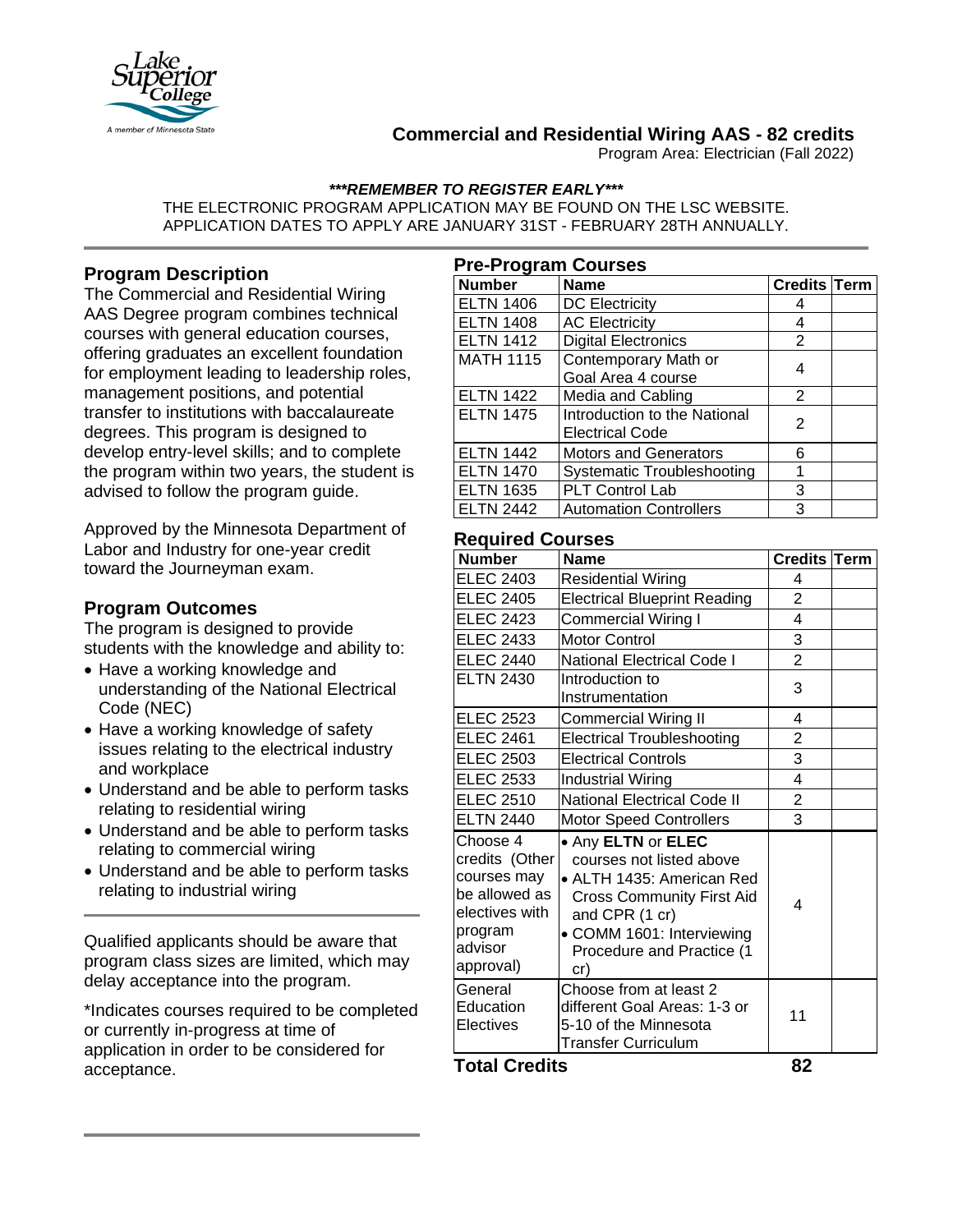# Commercial and Residential Wiring AAS - 82 credits

Program Area: Electrician (Fall 2022)

***REMEMBER TO REGISTER EARLY***

THE ELECTRONIC PROGRAM APPLICATION MAY BE FOUND ON THE LSC WEBSITE.
APPLICATION DATES TO APPLY ARE JANUARY 31ST - FEBRUARY 28TH ANNUALLY.

## Program Description

The Commercial and Residential Wiring AAS Degree program combines technical courses with general education courses, offering graduates an excellent foundation for employment leading to leadership roles, management positions, and potential transfer to institutions with baccalaureate degrees. This program is designed to develop entry-level skills; and to complete the program within two years, the student is advised to follow the program guide.

Approved by the Minnesota Department of Labor and Industry for one-year credit toward the Journeyman exam.

## Program Outcomes

The program is designed to provide students with the knowledge and ability to:

- Have a working knowledge and understanding of the National Electrical Code (NEC)
- Have a working knowledge of safety issues relating to the electrical industry and workplace
- Understand and be able to perform tasks relating to residential wiring
- Understand and be able to perform tasks relating to commercial wiring
- Understand and be able to perform tasks relating to industrial wiring

Qualified applicants should be aware that program class sizes are limited, which may delay acceptance into the program.

*Indicates courses required to be completed or currently in-progress at time of application in order to be considered for acceptance.

## Pre-Program Courses

| Number | Name | Credits | Term |
|---|---|---|---|
| ELTN 1406 | DC Electricity | 4 | |
| ELTN 1408 | AC Electricity | 4 | |
| ELTN 1412 | Digital Electronics | 2 | |
| MATH 1115 | Contemporary Math or Goal Area 4 course | 4 | |
| ELTN 1422 | Media and Cabling | 2 | |
| ELTN 1475 | Introduction to the National Electrical Code | 2 | |
| ELTN 1442 | Motors and Generators | 6 | |
| ELTN 1470 | Systematic Troubleshooting | 1 | |
| ELTN 1635 | PLT Control Lab | 3 | |
| ELTN 2442 | Automation Controllers | 3 | |

## Required Courses

| Number | Name | Credits | Term |
|---|---|---|---|
| ELEC 2403 | Residential Wiring | 4 | |
| ELEC 2405 | Electrical Blueprint Reading | 2 | |
| ELEC 2423 | Commercial Wiring I | 4 | |
| ELEC 2433 | Motor Control | 3 | |
| ELEC 2440 | National Electrical Code I | 2 | |
| ELTN 2430 | Introduction to Instrumentation | 3 | |
| ELEC 2523 | Commercial Wiring II | 4 | |
| ELEC 2461 | Electrical Troubleshooting | 2 | |
| ELEC 2503 | Electrical Controls | 3 | |
| ELEC 2533 | Industrial Wiring | 4 | |
| ELEC 2510 | National Electrical Code II | 2 | |
| ELTN 2440 | Motor Speed Controllers | 3 | |
| Choose 4 credits (Other courses may be allowed as electives with program advisor approval) | • Any **ELTN** or **ELEC** courses not listed above<br>• ALTH 1435: American Red Cross Community First Aid and CPR (1 cr)<br>• COMM 1601: Interviewing Procedure and Practice (1 cr) | 4 | |
| General Education Electives | Choose from at least 2 different Goal Areas: 1-3 or 5-10 of the Minnesota Transfer Curriculum | 11 | |
| **Total Credits** | | **82** | |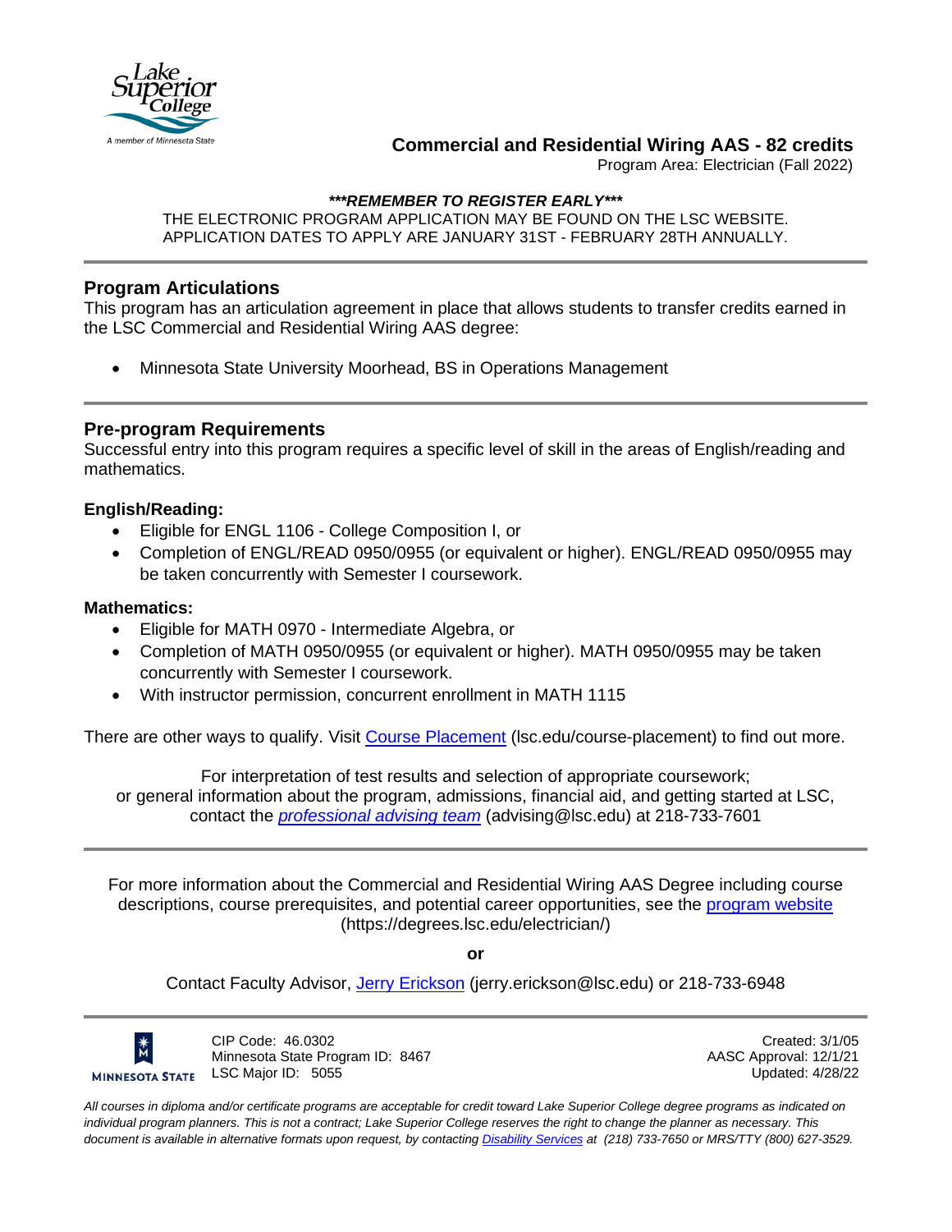**Commercial and Residential Wiring AAS - 82 credits**

Program Area: Electrician (Fall 2022)

***\*\*\*REMEMBER TO REGISTER EARLY\*\*\****

THE ELECTRONIC PROGRAM APPLICATION MAY BE FOUND ON THE LSC WEBSITE.
APPLICATION DATES TO APPLY ARE JANUARY 31ST - FEBRUARY 28TH ANNUALLY.

## Program Articulations

This program has an articulation agreement in place that allows students to transfer credits earned in the LSC Commercial and Residential Wiring AAS degree:

- Minnesota State University Moorhead, BS in Operations Management

## Pre-program Requirements

Successful entry into this program requires a specific level of skill in the areas of English/reading and mathematics.

### English/Reading:

- Eligible for ENGL 1106 - College Composition I, or
- Completion of ENGL/READ 0950/0955 (or equivalent or higher). ENGL/READ 0950/0955 may be taken concurrently with Semester I coursework.

### Mathematics:

- Eligible for MATH 0970 - Intermediate Algebra, or
- Completion of MATH 0950/0955 (or equivalent or higher). MATH 0950/0955 may be taken concurrently with Semester I coursework.
- With instructor permission, concurrent enrollment in MATH 1115

There are other ways to qualify. Visit Course Placement (lsc.edu/course-placement) to find out more.

For interpretation of test results and selection of appropriate coursework; or general information about the program, admissions, financial aid, and getting started at LSC, contact the *professional advising team* (advising@lsc.edu) at 218-733-7601

For more information about the Commercial and Residential Wiring AAS Degree including course descriptions, course prerequisites, and potential career opportunities, see the program website (https://degrees.lsc.edu/electrician/)

**or**

Contact Faculty Advisor, Jerry Erickson (jerry.erickson@lsc.edu) or 218-733-6948

CIP Code: 46.0302
Minnesota State Program ID: 8467
LSC Major ID: 5055

Created: 3/1/05
AASC Approval: 12/1/21
Updated: 4/28/22

*All courses in diploma and/or certificate programs are acceptable for credit toward Lake Superior College degree programs as indicated on individual program planners. This is not a contract; Lake Superior College reserves the right to change the planner as necessary. This document is available in alternative formats upon request, by contacting Disability Services at (218) 733-7650 or MRS/TTY (800) 627-3529.*